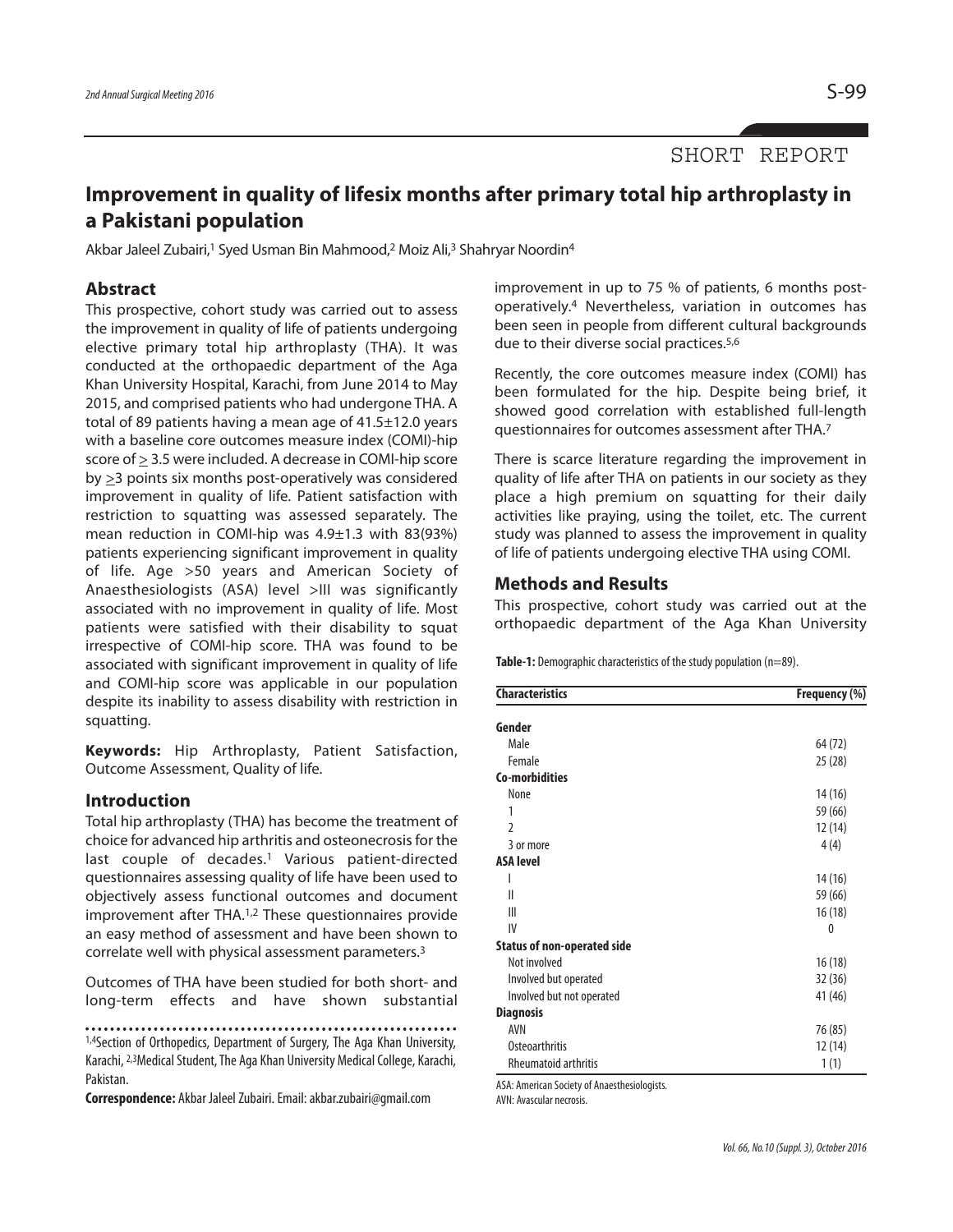SHORT REPORT

# Improvement in quality of lifesix months after primary total hip arthroplasty in a Pakistani population

Akbar Jaleel Zubairi,[1] Syed Usman Bin Mahmood,[2] Moiz Ali,[3] Shahryar Noordin[4]

## Abstract

This prospective, cohort study was carried out to assess the improvement in quality of life of patients undergoing elective primary total hip arthroplasty (THA). It was conducted at the orthopaedic department of the Aga Khan University Hospital, Karachi, from June 2014 to May 2015, and comprised patients who had undergone THA. A total of 89 patients having a mean age of 41.5±12.0 years with a baseline core outcomes measure index (COMI)-hip score of ≥ 3.5 were included. A decrease in COMI-hip score by ≥3 points six months post-operatively was considered improvement in quality of life. Patient satisfaction with restriction to squatting was assessed separately. The mean reduction in COMI-hip was 4.9±1.3 with 83(93%) patients experiencing significant improvement in quality of life. Age >50 years and American Society of Anaesthesiologists (ASA) level >III was significantly associated with no improvement in quality of life. Most patients were satisfied with their disability to squat irrespective of COMI-hip score. THA was found to be associated with significant improvement in quality of life and COMI-hip score was applicable in our population despite its inability to assess disability with restriction in squatting.

**Keywords:** Hip Arthroplasty, Patient Satisfaction, Outcome Assessment, Quality of life.

## Introduction

Total hip arthroplasty (THA) has become the treatment of choice for advanced hip arthritis and osteonecrosis for the last couple of decades.[1] Various patient-directed questionnaires assessing quality of life have been used to objectively assess functional outcomes and document improvement after THA.[1,2] These questionnaires provide an easy method of assessment and have been shown to correlate well with physical assessment parameters.[3]

Outcomes of THA have been studied for both short- and long-term effects and have shown substantial improvement in up to 75 % of patients, 6 months post-operatively.[4] Nevertheless, variation in outcomes has been seen in people from different cultural backgrounds due to their diverse social practices.[5,6]

Recently, the core outcomes measure index (COMI) has been formulated for the hip. Despite being brief, it showed good correlation with established full-length questionnaires for outcomes assessment after THA.[7]

There is scarce literature regarding the improvement in quality of life after THA on patients in our society as they place a high premium on squatting for their daily activities like praying, using the toilet, etc. The current study was planned to assess the improvement in quality of life of patients undergoing elective THA using COMI.

## Methods and Results

This prospective, cohort study was carried out at the orthopaedic department of the Aga Khan University

**Table-1:** Demographic characteristics of the study population (n=89).

| Characteristics | Frequency (%) |
|---|---|
| **Gender** | |
| Male | 64 (72) |
| Female | 25 (28) |
| **Co-morbidities** | |
| None | 14 (16) |
| 1 | 59 (66) |
| 2 | 12 (14) |
| 3 or more | 4 (4) |
| **ASA level** | |
| I | 14 (16) |
| II | 59 (66) |
| III | 16 (18) |
| IV | 0 |
| **Status of non-operated side** | |
| Not involved | 16 (18) |
| Involved but operated | 32 (36) |
| Involved but not operated | 41 (46) |
| **Diagnosis** | |
| AVN | 76 (85) |
| Osteoarthritis | 12 (14) |
| Rheumatoid arthritis | 1 (1) |

ASA: American Society of Anaesthesiologists.
AVN: Avascular necrosis.

[1,4]Section of Orthopedics, Department of Surgery, The Aga Khan University, Karachi, [2,3]Medical Student, The Aga Khan University Medical College, Karachi, Pakistan.

**Correspondence:** Akbar Jaleel Zubairi. Email: akbar.zubairi@gmail.com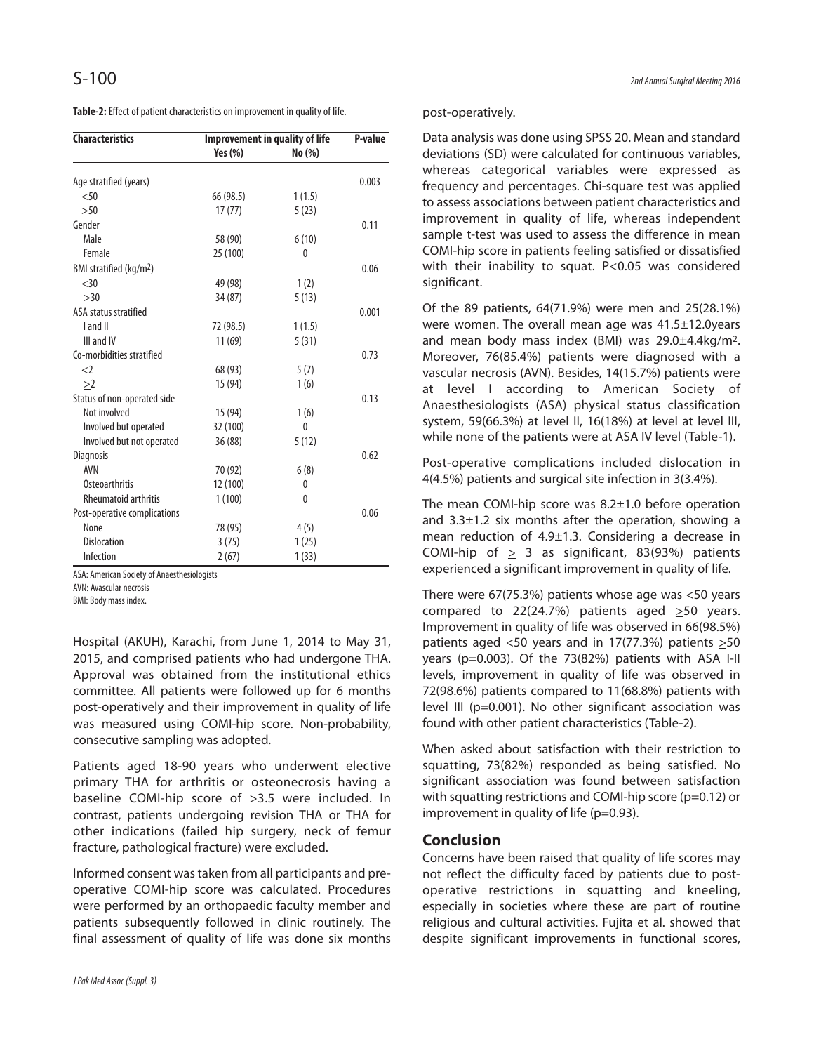**Table-2:** Effect of patient characteristics on improvement in quality of life.

| Characteristics | Improvement in quality of life | | P-value |
|---|---|---|---|
| | Yes (%) | No (%) | |
| Age stratified (years) | | | 0.003 |
| <50 | 66 (98.5) | 1 (1.5) | |
| ≥50 | 17 (77) | 5 (23) | |
| Gender | | | 0.11 |
| Male | 58 (90) | 6 (10) | |
| Female | 25 (100) | 0 | |
| BMI stratified (kg/m2) | | | 0.06 |
| <30 | 49 (98) | 1 (2) | |
| ≥30 | 34 (87) | 5 (13) | |
| ASA status stratified | | | 0.001 |
| I and II | 72 (98.5) | 1 (1.5) | |
| III and IV | 11 (69) | 5 (31) | |
| Co-morbidities stratified | | | 0.73 |
| <2 | 68 (93) | 5 (7) | |
| ≥2 | 15 (94) | 1 (6) | |
| Status of non-operated side | | | 0.13 |
| Not involved | 15 (94) | 1 (6) | |
| Involved but operated | 32 (100) | 0 | |
| Involved but not operated | 36 (88) | 5 (12) | |
| Diagnosis | | | 0.62 |
| AVN | 70 (92) | 6 (8) | |
| Osteoarthritis | 12 (100) | 0 | |
| Rheumatoid arthritis | 1 (100) | 0 | |
| Post-operative complications | | | 0.06 |
| None | 78 (95) | 4 (5) | |
| Dislocation | 3 (75) | 1 (25) | |
| Infection | 2 (67) | 1 (33) | |

ASA: American Society of Anaesthesiologists
AVN: Avascular necrosis
BMI: Body mass index.

Hospital (AKUH), Karachi, from June 1, 2014 to May 31, 2015, and comprised patients who had undergone THA. Approval was obtained from the institutional ethics committee. All patients were followed up for 6 months post-operatively and their improvement in quality of life was measured using COMI-hip score. Non-probability, consecutive sampling was adopted.

Patients aged 18-90 years who underwent elective primary THA for arthritis or osteonecrosis having a baseline COMI-hip score of ≥3.5 were included. In contrast, patients undergoing revision THA or THA for other indications (failed hip surgery, neck of femur fracture, pathological fracture) were excluded.

Informed consent was taken from all participants and pre-operative COMI-hip score was calculated. Procedures were performed by an orthopaedic faculty member and patients subsequently followed in clinic routinely. The final assessment of quality of life was done six months post-operatively.

Data analysis was done using SPSS 20. Mean and standard deviations (SD) were calculated for continuous variables, whereas categorical variables were expressed as frequency and percentages. Chi-square test was applied to assess associations between patient characteristics and improvement in quality of life, whereas independent sample t-test was used to assess the difference in mean COMI-hip score in patients feeling satisfied or dissatisfied with their inability to squat. P≤0.05 was considered significant.

Of the 89 patients, 64(71.9%) were men and 25(28.1%) were women. The overall mean age was 41.5±12.0years and mean body mass index (BMI) was 29.0±4.4kg/m2. Moreover, 76(85.4%) patients were diagnosed with a vascular necrosis (AVN). Besides, 14(15.7%) patients were at level I according to American Society of Anaesthesiologists (ASA) physical status classification system, 59(66.3%) at level II, 16(18%) at level at level III, while none of the patients were at ASA IV level (Table-1).

Post-operative complications included dislocation in 4(4.5%) patients and surgical site infection in 3(3.4%).

The mean COMI-hip score was 8.2±1.0 before operation and 3.3±1.2 six months after the operation, showing a mean reduction of 4.9±1.3. Considering a decrease in COMI-hip of ≥ 3 as significant, 83(93%) patients experienced a significant improvement in quality of life.

There were 67(75.3%) patients whose age was <50 years compared to 22(24.7%) patients aged ≥50 years. Improvement in quality of life was observed in 66(98.5%) patients aged <50 years and in 17(77.3%) patients ≥50 years (p=0.003). Of the 73(82%) patients with ASA I-II levels, improvement in quality of life was observed in 72(98.6%) patients compared to 11(68.8%) patients with level III (p=0.001). No other significant association was found with other patient characteristics (Table-2).

When asked about satisfaction with their restriction to squatting, 73(82%) responded as being satisfied. No significant association was found between satisfaction with squatting restrictions and COMI-hip score (p=0.12) or improvement in quality of life (p=0.93).

## Conclusion

Concerns have been raised that quality of life scores may not reflect the difficulty faced by patients due to post-operative restrictions in squatting and kneeling, especially in societies where these are part of routine religious and cultural activities. Fujita et al. showed that despite significant improvements in functional scores,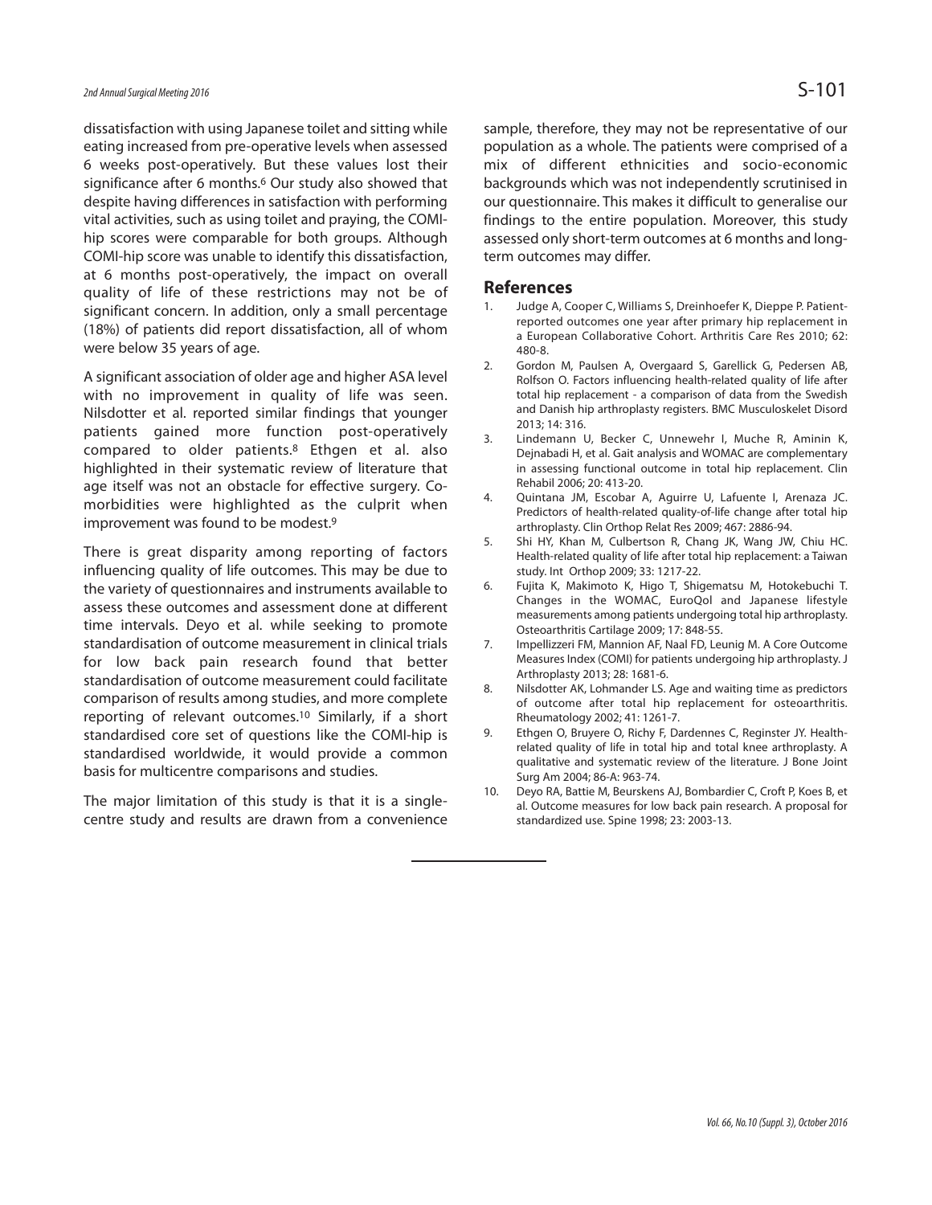dissatisfaction with using Japanese toilet and sitting while eating increased from pre-operative levels when assessed 6 weeks post-operatively. But these values lost their significance after 6 months.[6] Our study also showed that despite having differences in satisfaction with performing vital activities, such as using toilet and praying, the COMI-hip scores were comparable for both groups. Although COMI-hip score was unable to identify this dissatisfaction, at 6 months post-operatively, the impact on overall quality of life of these restrictions may not be of significant concern. In addition, only a small percentage (18%) of patients did report dissatisfaction, all of whom were below 35 years of age.

A significant association of older age and higher ASA level with no improvement in quality of life was seen. Nilsdotter et al. reported similar findings that younger patients gained more function post-operatively compared to older patients.[8] Ethgen et al. also highlighted in their systematic review of literature that age itself was not an obstacle for effective surgery. Co-morbidities were highlighted as the culprit when improvement was found to be modest.[9]

There is great disparity among reporting of factors influencing quality of life outcomes. This may be due to the variety of questionnaires and instruments available to assess these outcomes and assessment done at different time intervals. Deyo et al. while seeking to promote standardisation of outcome measurement in clinical trials for low back pain research found that better standardisation of outcome measurement could facilitate comparison of results among studies, and more complete reporting of relevant outcomes.[10] Similarly, if a short standardised core set of questions like the COMI-hip is standardised worldwide, it would provide a common basis for multicentre comparisons and studies.

The major limitation of this study is that it is a single-centre study and results are drawn from a convenience sample, therefore, they may not be representative of our population as a whole. The patients were comprised of a mix of different ethnicities and socio-economic backgrounds which was not independently scrutinised in our questionnaire. This makes it difficult to generalise our findings to the entire population. Moreover, this study assessed only short-term outcomes at 6 months and long-term outcomes may differ.

## References

1. Judge A, Cooper C, Williams S, Dreinhoefer K, Dieppe P. Patient-reported outcomes one year after primary hip replacement in a European Collaborative Cohort. Arthritis Care Res 2010; 62: 480-8.
2. Gordon M, Paulsen A, Overgaard S, Garellick G, Pedersen AB, Rolfson O. Factors influencing health-related quality of life after total hip replacement - a comparison of data from the Swedish and Danish hip arthroplasty registers. BMC Musculoskelet Disord 2013; 14: 316.
3. Lindemann U, Becker C, Unnewehr I, Muche R, Aminin K, Dejnabadi H, et al. Gait analysis and WOMAC are complementary in assessing functional outcome in total hip replacement. Clin Rehabil 2006; 20: 413-20.
4. Quintana JM, Escobar A, Aguirre U, Lafuente I, Arenaza JC. Predictors of health-related quality-of-life change after total hip arthroplasty. Clin Orthop Relat Res 2009; 467: 2886-94.
5. Shi HY, Khan M, Culbertson R, Chang JK, Wang JW, Chiu HC. Health-related quality of life after total hip replacement: a Taiwan study. Int Orthop 2009; 33: 1217-22.
6. Fujita K, Makimoto K, Higo T, Shigematsu M, Hotokebuchi T. Changes in the WOMAC, EuroQol and Japanese lifestyle measurements among patients undergoing total hip arthroplasty. Osteoarthritis Cartilage 2009; 17: 848-55.
7. Impellizzeri FM, Mannion AF, Naal FD, Leunig M. A Core Outcome Measures Index (COMI) for patients undergoing hip arthroplasty. J Arthroplasty 2013; 28: 1681-6.
8. Nilsdotter AK, Lohmander LS. Age and waiting time as predictors of outcome after total hip replacement for osteoarthritis. Rheumatology 2002; 41: 1261-7.
9. Ethgen O, Bruyere O, Richy F, Dardennes C, Reginster JY. Health-related quality of life in total hip and total knee arthroplasty. A qualitative and systematic review of the literature. J Bone Joint Surg Am 2004; 86-A: 963-74.
10. Deyo RA, Battie M, Beurskens AJ, Bombardier C, Croft P, Koes B, et al. Outcome measures for low back pain research. A proposal for standardized use. Spine 1998; 23: 2003-13.